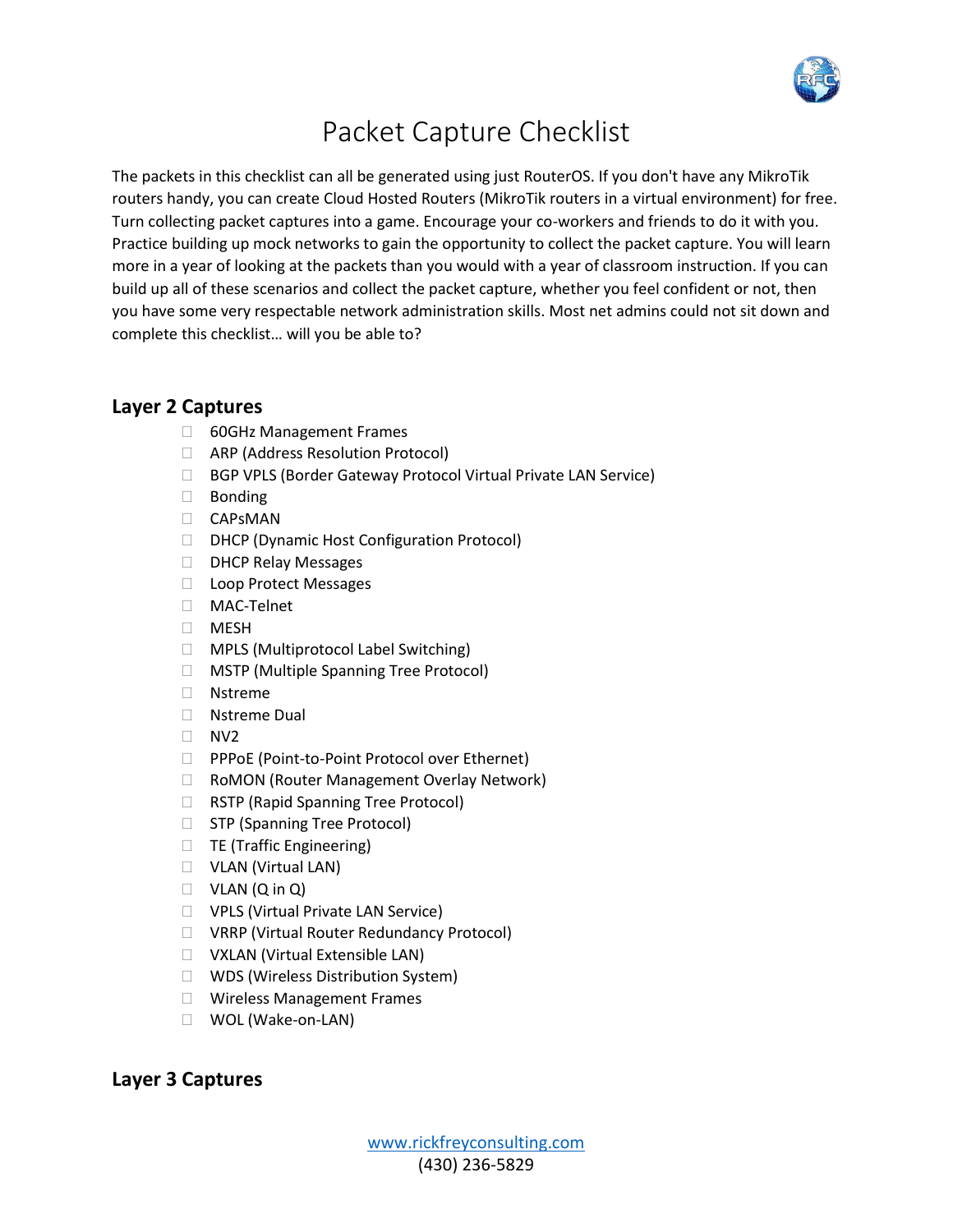# Packet Capture Checklist

The packets in this checklist can all be generated using just RouterOS. If you don't have any MikroTik routers handy, you can create Cloud Hosted Routers (MikroTik routers in a virtual environment) for free. Turn collecting packet captures into a game. Encourage your co-workers and friends to do it with you. Practice building up mock networks to gain the opportunity to collect the packet capture. You will learn more in a year of looking at the packets than you would with a year of classroom instruction. If you can build up all of these scenarios and collect the packet capture, whether you feel confident or not, then you have some very respectable network administration skills. Most net admins could not sit down and complete this checklist… will you be able to?

## Layer 2 Captures

- [ ] 60GHz Management Frames
- [ ] ARP (Address Resolution Protocol)
- [ ] BGP VPLS (Border Gateway Protocol Virtual Private LAN Service)
- [ ] Bonding
- [ ] CAPsMAN
- [ ] DHCP (Dynamic Host Configuration Protocol)
- [ ] DHCP Relay Messages
- [ ] Loop Protect Messages
- [ ] MAC-Telnet
- [ ] MESH
- [ ] MPLS (Multiprotocol Label Switching)
- [ ] MSTP (Multiple Spanning Tree Protocol)
- [ ] Nstreme
- [ ] Nstreme Dual
- [ ] NV2
- [ ] PPPoE (Point-to-Point Protocol over Ethernet)
- [ ] RoMON (Router Management Overlay Network)
- [ ] RSTP (Rapid Spanning Tree Protocol)
- [ ] STP (Spanning Tree Protocol)
- [ ] TE (Traffic Engineering)
- [ ] VLAN (Virtual LAN)
- [ ] VLAN (Q in Q)
- [ ] VPLS (Virtual Private LAN Service)
- [ ] VRRP (Virtual Router Redundancy Protocol)
- [ ] VXLAN (Virtual Extensible LAN)
- [ ] WDS (Wireless Distribution System)
- [ ] Wireless Management Frames
- [ ] WOL (Wake-on-LAN)

## Layer 3 Captures

www.rickfreyconsulting.com
(430) 236-5829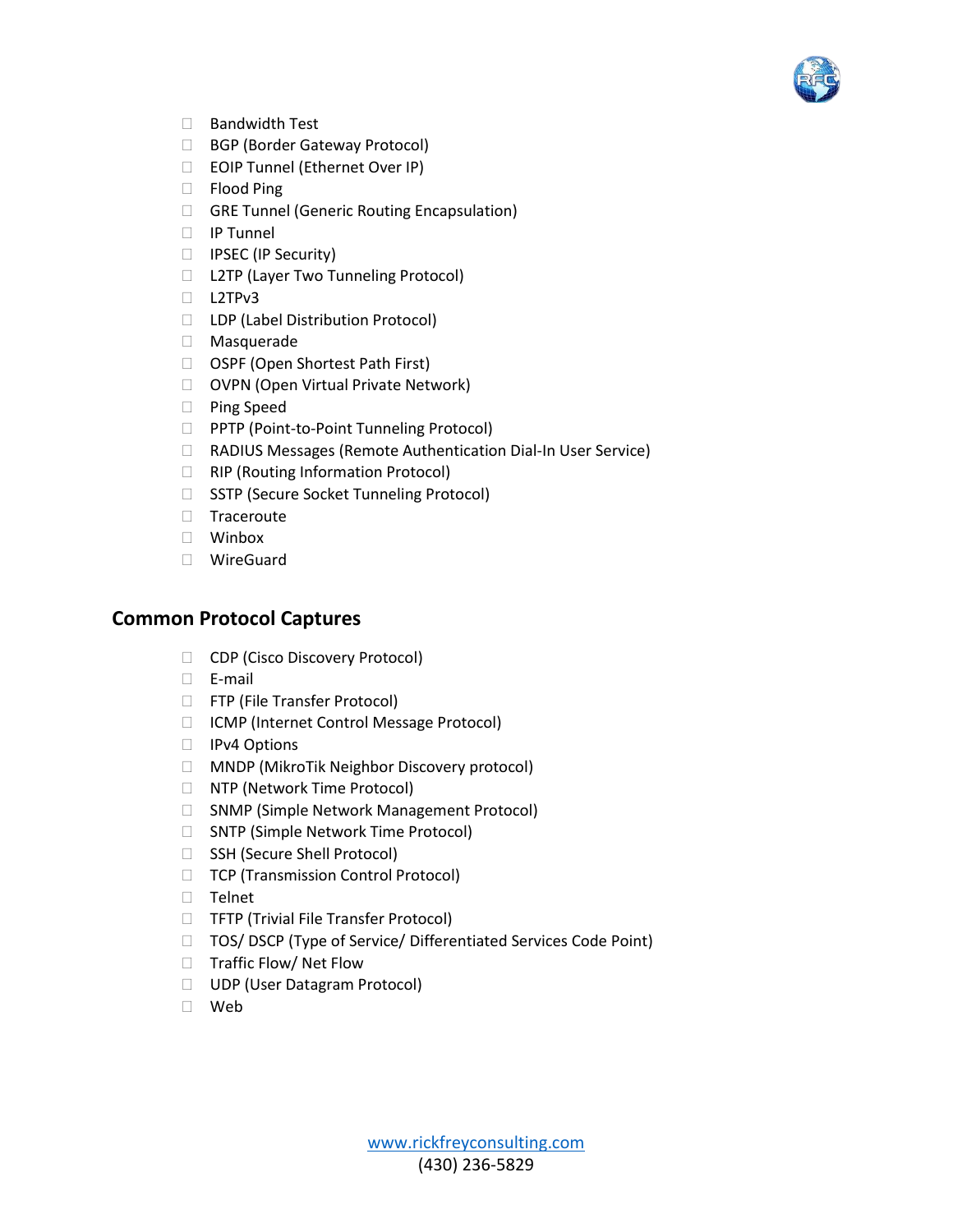- Bandwidth Test
- BGP (Border Gateway Protocol)
- EOIP Tunnel (Ethernet Over IP)
- Flood Ping
- GRE Tunnel (Generic Routing Encapsulation)
- IP Tunnel
- IPSEC (IP Security)
- L2TP (Layer Two Tunneling Protocol)
- L2TPv3
- LDP (Label Distribution Protocol)
- Masquerade
- OSPF (Open Shortest Path First)
- OVPN (Open Virtual Private Network)
- Ping Speed
- PPTP (Point-to-Point Tunneling Protocol)
- RADIUS Messages (Remote Authentication Dial-In User Service)
- RIP (Routing Information Protocol)
- SSTP (Secure Socket Tunneling Protocol)
- Traceroute
- Winbox
- WireGuard

## Common Protocol Captures

- CDP (Cisco Discovery Protocol)
- E-mail
- FTP (File Transfer Protocol)
- ICMP (Internet Control Message Protocol)
- IPv4 Options
- MNDP (MikroTik Neighbor Discovery protocol)
- NTP (Network Time Protocol)
- SNMP (Simple Network Management Protocol)
- SNTP (Simple Network Time Protocol)
- SSH (Secure Shell Protocol)
- TCP (Transmission Control Protocol)
- Telnet
- TFTP (Trivial File Transfer Protocol)
- TOS/ DSCP (Type of Service/ Differentiated Services Code Point)
- Traffic Flow/ Net Flow
- UDP (User Datagram Protocol)
- Web

www.rickfreyconsulting.com
(430) 236-5829